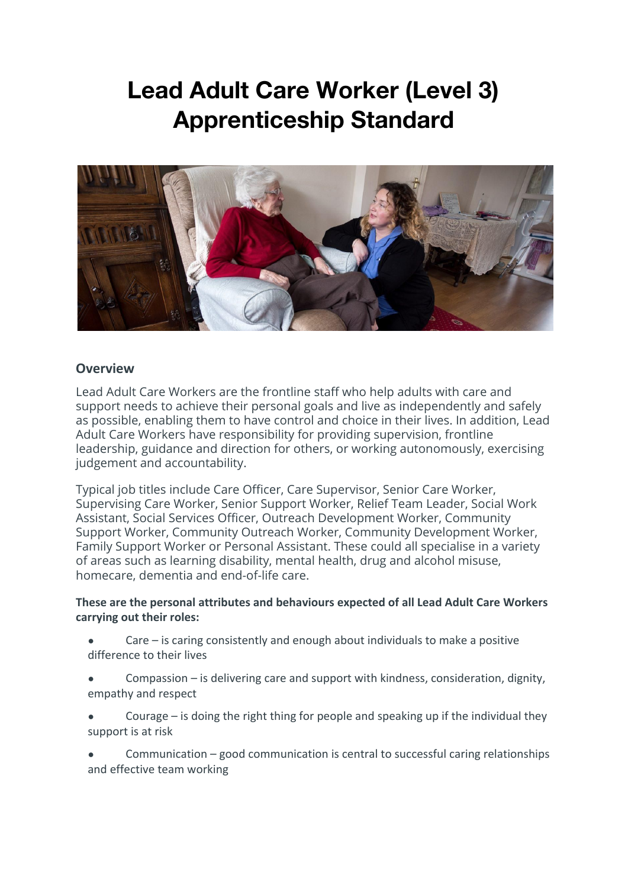# Lead Adult Care Worker (Level 3) Apprenticeship Standard

## Overview

Lead Adult Care Workers are the frontline staff who help adults with care and support needs to achieve their personal goals and live as independently and safely as possible, enabling them to have control and choice in their lives. In addition, Lead Adult Care Workers have responsibility for providing supervision, frontline leadership, guidance and direction for others, or working autonomously, exercising judgement and accountability.

Typical job titles include Care Officer, Care Supervisor, Senior Care Worker, Supervising Care Worker, Senior Support Worker, Relief Team Leader, Social Work Assistant, Social Services Officer, Outreach Development Worker, Community Support Worker, Community Outreach Worker, Community Development Worker, Family Support Worker or Personal Assistant. These could all specialise in a variety of areas such as learning disability, mental health, drug and alcohol misuse, homecare, dementia and end-of-life care.

**These are the personal attributes and behaviours expected of all Lead Adult Care Workers carrying out their roles:**

- Care – is caring consistently and enough about individuals to make a positive difference to their lives
- Compassion – is delivering care and support with kindness, consideration, dignity, empathy and respect
- Courage – is doing the right thing for people and speaking up if the individual they support is at risk
- Communication – good communication is central to successful caring relationships and effective team working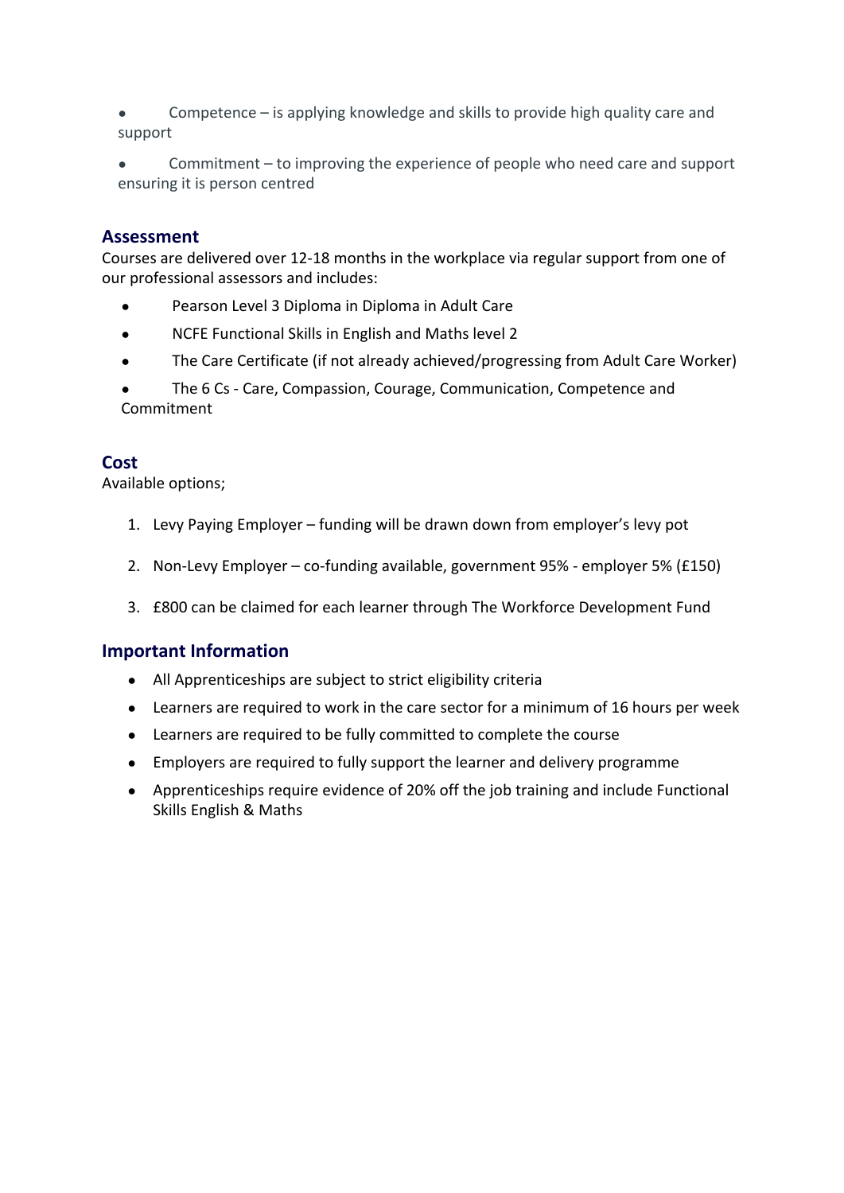- Competence – is applying knowledge and skills to provide high quality care and support
- Commitment – to improving the experience of people who need care and support ensuring it is person centred

## Assessment

Courses are delivered over 12-18 months in the workplace via regular support from one of our professional assessors and includes:

- Pearson Level 3 Diploma in Diploma in Adult Care
- NCFE Functional Skills in English and Maths level 2
- The Care Certificate (if not already achieved/progressing from Adult Care Worker)
- The 6 Cs - Care, Compassion, Courage, Communication, Competence and Commitment

## Cost

Available options;

1. Levy Paying Employer – funding will be drawn down from employer's levy pot
2. Non-Levy Employer – co-funding available, government 95% - employer 5% (£150)
3. £800 can be claimed for each learner through The Workforce Development Fund

## Important Information

- All Apprenticeships are subject to strict eligibility criteria
- Learners are required to work in the care sector for a minimum of 16 hours per week
- Learners are required to be fully committed to complete the course
- Employers are required to fully support the learner and delivery programme
- Apprenticeships require evidence of 20% off the job training and include Functional Skills English & Maths